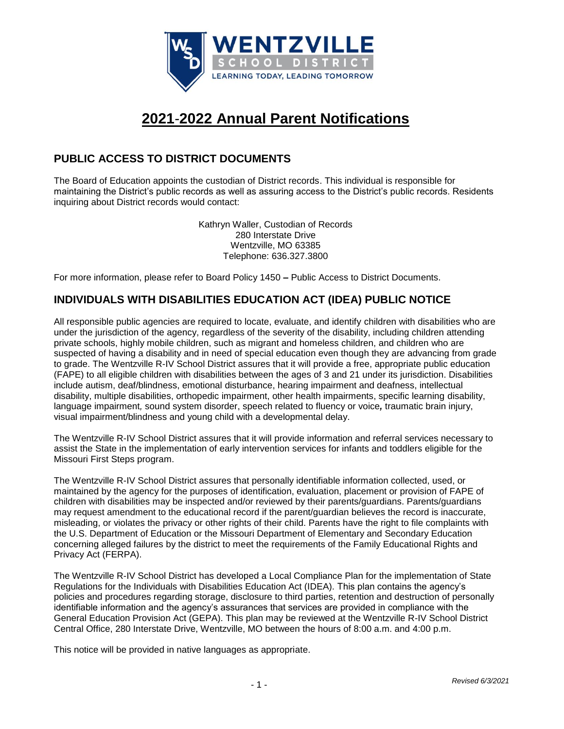# 2021-2022 Annual Parent Notifications

## PUBLIC ACCESS TO DISTRICT DOCUMENTS

The Board of Education appoints the custodian of District records. This individual is responsible for maintaining the District's public records as well as assuring access to the District's public records. Residents inquiring about District records would contact:

Kathryn Waller, Custodian of Records
280 Interstate Drive
Wentzville, MO 63385
Telephone: 636.327.3800

For more information, please refer to Board Policy 1450 **–** Public Access to District Documents.

## INDIVIDUALS WITH DISABILITIES EDUCATION ACT (IDEA) PUBLIC NOTICE

All responsible public agencies are required to locate, evaluate, and identify children with disabilities who are under the jurisdiction of the agency, regardless of the severity of the disability, including children attending private schools, highly mobile children, such as migrant and homeless children, and children who are suspected of having a disability and in need of special education even though they are advancing from grade to grade. The Wentzville R-IV School District assures that it will provide a free, appropriate public education (FAPE) to all eligible children with disabilities between the ages of 3 and 21 under its jurisdiction. Disabilities include autism, deaf/blindness, emotional disturbance, hearing impairment and deafness, intellectual disability, multiple disabilities, orthopedic impairment, other health impairments, specific learning disability, language impairment*,* sound system disorder, speech related to fluency or voice**,** traumatic brain injury, visual impairment/blindness and young child with a developmental delay.

The Wentzville R-IV School District assures that it will provide information and referral services necessary to assist the State in the implementation of early intervention services for infants and toddlers eligible for the Missouri First Steps program.

The Wentzville R-IV School District assures that personally identifiable information collected, used, or maintained by the agency for the purposes of identification, evaluation, placement or provision of FAPE of children with disabilities may be inspected and/or reviewed by their parents/guardians. Parents/guardians may request amendment to the educational record if the parent/guardian believes the record is inaccurate, misleading, or violates the privacy or other rights of their child. Parents have the right to file complaints with the U.S. Department of Education or the Missouri Department of Elementary and Secondary Education concerning alleged failures by the district to meet the requirements of the Family Educational Rights and Privacy Act (FERPA).

The Wentzville R-IV School District has developed a Local Compliance Plan for the implementation of State Regulations for the Individuals with Disabilities Education Act (IDEA). This plan contains the agency's policies and procedures regarding storage, disclosure to third parties, retention and destruction of personally identifiable information and the agency's assurances that services are provided in compliance with the General Education Provision Act (GEPA). This plan may be reviewed at the Wentzville R-IV School District Central Office, 280 Interstate Drive, Wentzville, MO between the hours of 8:00 a.m. and 4:00 p.m.

This notice will be provided in native languages as appropriate.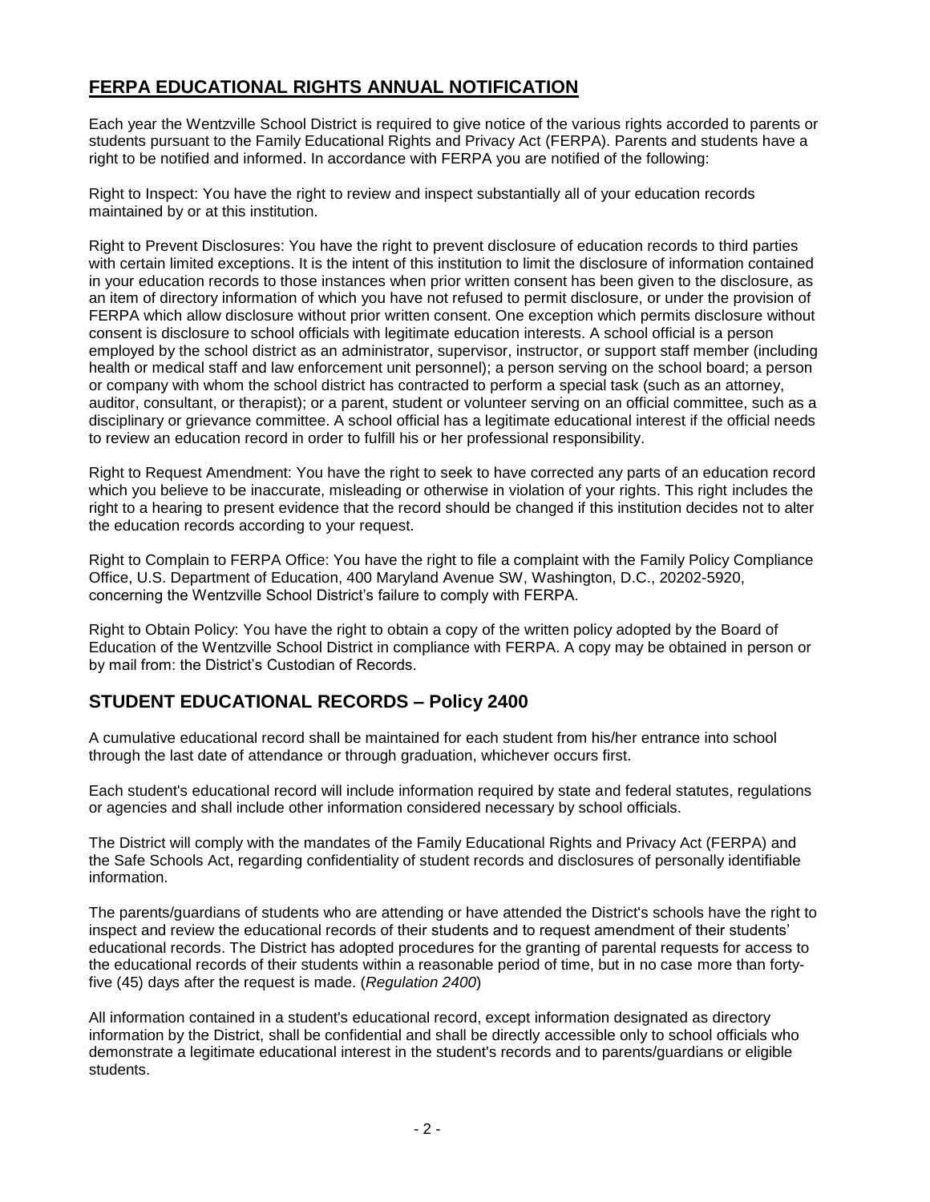## FERPA EDUCATIONAL RIGHTS ANNUAL NOTIFICATION

Each year the Wentzville School District is required to give notice of the various rights accorded to parents or students pursuant to the Family Educational Rights and Privacy Act (FERPA). Parents and students have a right to be notified and informed. In accordance with FERPA you are notified of the following:

Right to Inspect: You have the right to review and inspect substantially all of your education records maintained by or at this institution.

Right to Prevent Disclosures: You have the right to prevent disclosure of education records to third parties with certain limited exceptions. It is the intent of this institution to limit the disclosure of information contained in your education records to those instances when prior written consent has been given to the disclosure, as an item of directory information of which you have not refused to permit disclosure, or under the provision of FERPA which allow disclosure without prior written consent. One exception which permits disclosure without consent is disclosure to school officials with legitimate education interests. A school official is a person employed by the school district as an administrator, supervisor, instructor, or support staff member (including health or medical staff and law enforcement unit personnel); a person serving on the school board; a person or company with whom the school district has contracted to perform a special task (such as an attorney, auditor, consultant, or therapist); or a parent, student or volunteer serving on an official committee, such as a disciplinary or grievance committee. A school official has a legitimate educational interest if the official needs to review an education record in order to fulfill his or her professional responsibility.

Right to Request Amendment: You have the right to seek to have corrected any parts of an education record which you believe to be inaccurate, misleading or otherwise in violation of your rights. This right includes the right to a hearing to present evidence that the record should be changed if this institution decides not to alter the education records according to your request.

Right to Complain to FERPA Office: You have the right to file a complaint with the Family Policy Compliance Office, U.S. Department of Education, 400 Maryland Avenue SW, Washington, D.C., 20202-5920, concerning the Wentzville School District's failure to comply with FERPA.

Right to Obtain Policy: You have the right to obtain a copy of the written policy adopted by the Board of Education of the Wentzville School District in compliance with FERPA. A copy may be obtained in person or by mail from: the District's Custodian of Records.

## STUDENT EDUCATIONAL RECORDS – Policy 2400

A cumulative educational record shall be maintained for each student from his/her entrance into school through the last date of attendance or through graduation, whichever occurs first.

Each student's educational record will include information required by state and federal statutes, regulations or agencies and shall include other information considered necessary by school officials.

The District will comply with the mandates of the Family Educational Rights and Privacy Act (FERPA) and the Safe Schools Act, regarding confidentiality of student records and disclosures of personally identifiable information.

The parents/guardians of students who are attending or have attended the District's schools have the right to inspect and review the educational records of their students and to request amendment of their students' educational records. The District has adopted procedures for the granting of parental requests for access to the educational records of their students within a reasonable period of time, but in no case more than forty-five (45) days after the request is made. (*Regulation 2400*)

All information contained in a student's educational record, except information designated as directory information by the District, shall be confidential and shall be directly accessible only to school officials who demonstrate a legitimate educational interest in the student's records and to parents/guardians or eligible students.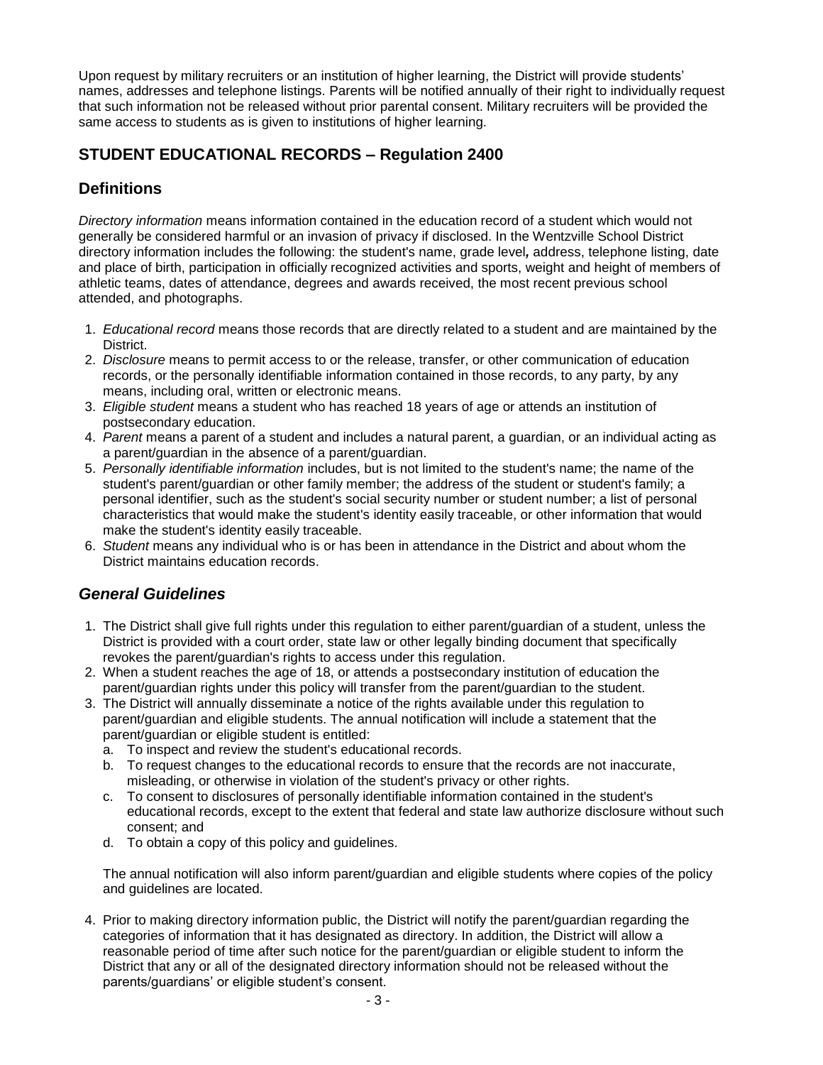Upon request by military recruiters or an institution of higher learning, the District will provide students' names, addresses and telephone listings. Parents will be notified annually of their right to individually request that such information not be released without prior parental consent. Military recruiters will be provided the same access to students as is given to institutions of higher learning.

## STUDENT EDUCATIONAL RECORDS – Regulation 2400

## Definitions

*Directory information* means information contained in the education record of a student which would not generally be considered harmful or an invasion of privacy if disclosed. In the Wentzville School District directory information includes the following: the student's name, grade level**,** address, telephone listing, date and place of birth, participation in officially recognized activities and sports, weight and height of members of athletic teams, dates of attendance, degrees and awards received, the most recent previous school attended, and photographs.

1. *Educational record* means those records that are directly related to a student and are maintained by the District.
2. *Disclosure* means to permit access to or the release, transfer, or other communication of education records, or the personally identifiable information contained in those records, to any party, by any means, including oral, written or electronic means.
3. *Eligible student* means a student who has reached 18 years of age or attends an institution of postsecondary education.
4. *Parent* means a parent of a student and includes a natural parent, a guardian, or an individual acting as a parent/guardian in the absence of a parent/guardian.
5. *Personally identifiable information* includes, but is not limited to the student's name; the name of the student's parent/guardian or other family member; the address of the student or student's family; a personal identifier, such as the student's social security number or student number; a list of personal characteristics that would make the student's identity easily traceable, or other information that would make the student's identity easily traceable.
6. *Student* means any individual who is or has been in attendance in the District and about whom the District maintains education records.

## *General Guidelines*

1. The District shall give full rights under this regulation to either parent/guardian of a student, unless the District is provided with a court order, state law or other legally binding document that specifically revokes the parent/guardian's rights to access under this regulation.
2. When a student reaches the age of 18, or attends a postsecondary institution of education the parent/guardian rights under this policy will transfer from the parent/guardian to the student.
3. The District will annually disseminate a notice of the rights available under this regulation to parent/guardian and eligible students. The annual notification will include a statement that the parent/guardian or eligible student is entitled:
   a. To inspect and review the student's educational records.
   b. To request changes to the educational records to ensure that the records are not inaccurate, misleading, or otherwise in violation of the student's privacy or other rights.
   c. To consent to disclosures of personally identifiable information contained in the student's educational records, except to the extent that federal and state law authorize disclosure without such consent; and
   d. To obtain a copy of this policy and guidelines.

   The annual notification will also inform parent/guardian and eligible students where copies of the policy and guidelines are located.

4. Prior to making directory information public, the District will notify the parent/guardian regarding the categories of information that it has designated as directory. In addition, the District will allow a reasonable period of time after such notice for the parent/guardian or eligible student to inform the District that any or all of the designated directory information should not be released without the parents/guardians' or eligible student's consent.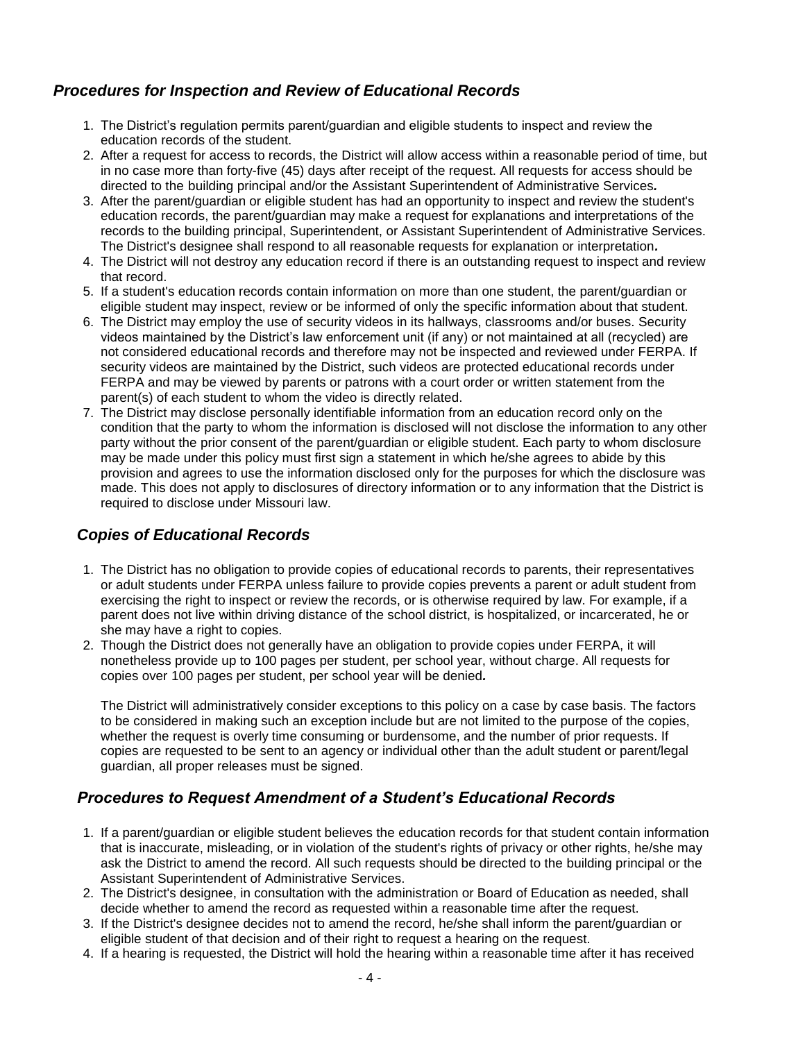## *Procedures for Inspection and Review of Educational Records*

1. The District's regulation permits parent/guardian and eligible students to inspect and review the education records of the student.
2. After a request for access to records, the District will allow access within a reasonable period of time, but in no case more than forty-five (45) days after receipt of the request. All requests for access should be directed to the building principal and/or the Assistant Superintendent of Administrative Services*.*
3. After the parent/guardian or eligible student has had an opportunity to inspect and review the student's education records, the parent/guardian may make a request for explanations and interpretations of the records to the building principal, Superintendent, or Assistant Superintendent of Administrative Services. The District's designee shall respond to all reasonable requests for explanation or interpretation*.*
4. The District will not destroy any education record if there is an outstanding request to inspect and review that record.
5. If a student's education records contain information on more than one student, the parent/guardian or eligible student may inspect, review or be informed of only the specific information about that student.
6. The District may employ the use of security videos in its hallways, classrooms and/or buses. Security videos maintained by the District's law enforcement unit (if any) or not maintained at all (recycled) are not considered educational records and therefore may not be inspected and reviewed under FERPA. If security videos are maintained by the District, such videos are protected educational records under FERPA and may be viewed by parents or patrons with a court order or written statement from the parent(s) of each student to whom the video is directly related.
7. The District may disclose personally identifiable information from an education record only on the condition that the party to whom the information is disclosed will not disclose the information to any other party without the prior consent of the parent/guardian or eligible student. Each party to whom disclosure may be made under this policy must first sign a statement in which he/she agrees to abide by this provision and agrees to use the information disclosed only for the purposes for which the disclosure was made. This does not apply to disclosures of directory information or to any information that the District is required to disclose under Missouri law.

## *Copies of Educational Records*

1. The District has no obligation to provide copies of educational records to parents, their representatives or adult students under FERPA unless failure to provide copies prevents a parent or adult student from exercising the right to inspect or review the records, or is otherwise required by law. For example, if a parent does not live within driving distance of the school district, is hospitalized, or incarcerated, he or she may have a right to copies.
2. Though the District does not generally have an obligation to provide copies under FERPA, it will nonetheless provide up to 100 pages per student, per school year, without charge. All requests for copies over 100 pages per student, per school year will be denied*.*

   The District will administratively consider exceptions to this policy on a case by case basis. The factors to be considered in making such an exception include but are not limited to the purpose of the copies, whether the request is overly time consuming or burdensome, and the number of prior requests. If copies are requested to be sent to an agency or individual other than the adult student or parent/legal guardian, all proper releases must be signed.

## *Procedures to Request Amendment of a Student's Educational Records*

1. If a parent/guardian or eligible student believes the education records for that student contain information that is inaccurate, misleading, or in violation of the student's rights of privacy or other rights, he/she may ask the District to amend the record. All such requests should be directed to the building principal or the Assistant Superintendent of Administrative Services.
2. The District's designee, in consultation with the administration or Board of Education as needed, shall decide whether to amend the record as requested within a reasonable time after the request.
3. If the District's designee decides not to amend the record, he/she shall inform the parent/guardian or eligible student of that decision and of their right to request a hearing on the request.
4. If a hearing is requested, the District will hold the hearing within a reasonable time after it has received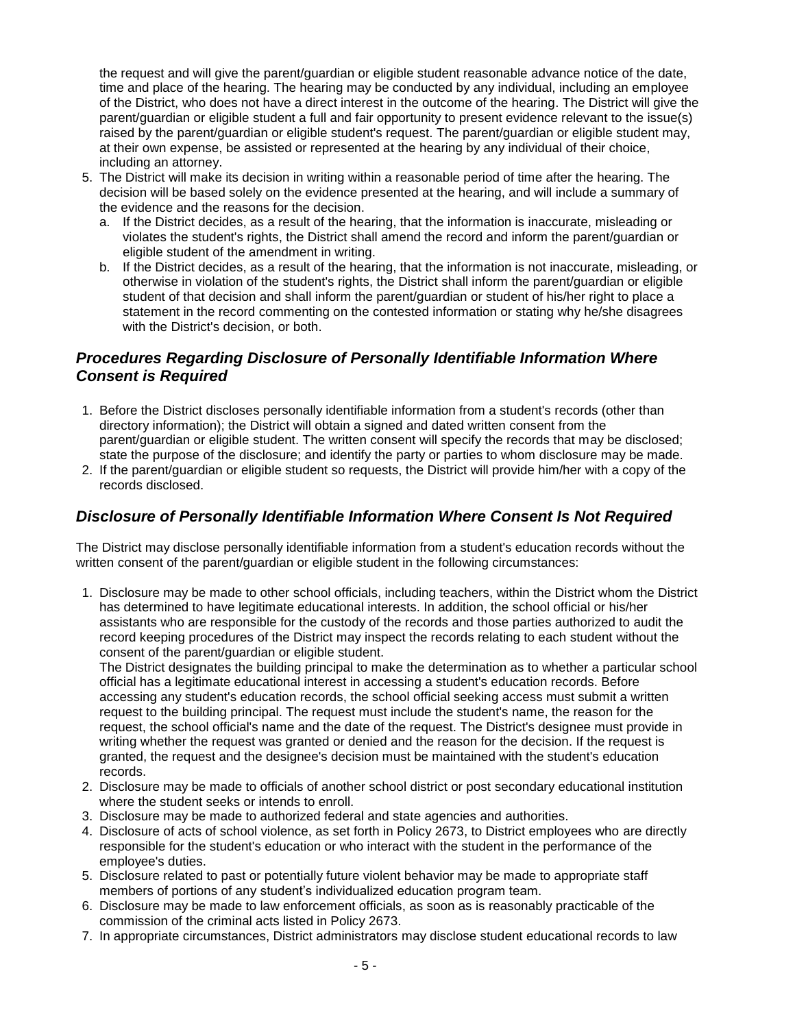the request and will give the parent/guardian or eligible student reasonable advance notice of the date, time and place of the hearing. The hearing may be conducted by any individual, including an employee of the District, who does not have a direct interest in the outcome of the hearing. The District will give the parent/guardian or eligible student a full and fair opportunity to present evidence relevant to the issue(s) raised by the parent/guardian or eligible student's request. The parent/guardian or eligible student may, at their own expense, be assisted or represented at the hearing by any individual of their choice, including an attorney.

5. The District will make its decision in writing within a reasonable period of time after the hearing. The decision will be based solely on the evidence presented at the hearing, and will include a summary of the evidence and the reasons for the decision.
   a. If the District decides, as a result of the hearing, that the information is inaccurate, misleading or violates the student's rights, the District shall amend the record and inform the parent/guardian or eligible student of the amendment in writing.
   b. If the District decides, as a result of the hearing, that the information is not inaccurate, misleading, or otherwise in violation of the student's rights, the District shall inform the parent/guardian or eligible student of that decision and shall inform the parent/guardian or student of his/her right to place a statement in the record commenting on the contested information or stating why he/she disagrees with the District's decision, or both.

## *Procedures Regarding Disclosure of Personally Identifiable Information Where Consent is Required*

1. Before the District discloses personally identifiable information from a student's records (other than directory information); the District will obtain a signed and dated written consent from the parent/guardian or eligible student. The written consent will specify the records that may be disclosed; state the purpose of the disclosure; and identify the party or parties to whom disclosure may be made.
2. If the parent/guardian or eligible student so requests, the District will provide him/her with a copy of the records disclosed.

## *Disclosure of Personally Identifiable Information Where Consent Is Not Required*

The District may disclose personally identifiable information from a student's education records without the written consent of the parent/guardian or eligible student in the following circumstances:

1. Disclosure may be made to other school officials, including teachers, within the District whom the District has determined to have legitimate educational interests. In addition, the school official or his/her assistants who are responsible for the custody of the records and those parties authorized to audit the record keeping procedures of the District may inspect the records relating to each student without the consent of the parent/guardian or eligible student.
   The District designates the building principal to make the determination as to whether a particular school official has a legitimate educational interest in accessing a student's education records. Before accessing any student's education records, the school official seeking access must submit a written request to the building principal. The request must include the student's name, the reason for the request, the school official's name and the date of the request. The District's designee must provide in writing whether the request was granted or denied and the reason for the decision. If the request is granted, the request and the designee's decision must be maintained with the student's education records.
2. Disclosure may be made to officials of another school district or post secondary educational institution where the student seeks or intends to enroll.
3. Disclosure may be made to authorized federal and state agencies and authorities.
4. Disclosure of acts of school violence, as set forth in Policy 2673, to District employees who are directly responsible for the student's education or who interact with the student in the performance of the employee's duties.
5. Disclosure related to past or potentially future violent behavior may be made to appropriate staff members of portions of any student's individualized education program team.
6. Disclosure may be made to law enforcement officials, as soon as is reasonably practicable of the commission of the criminal acts listed in Policy 2673.
7. In appropriate circumstances, District administrators may disclose student educational records to law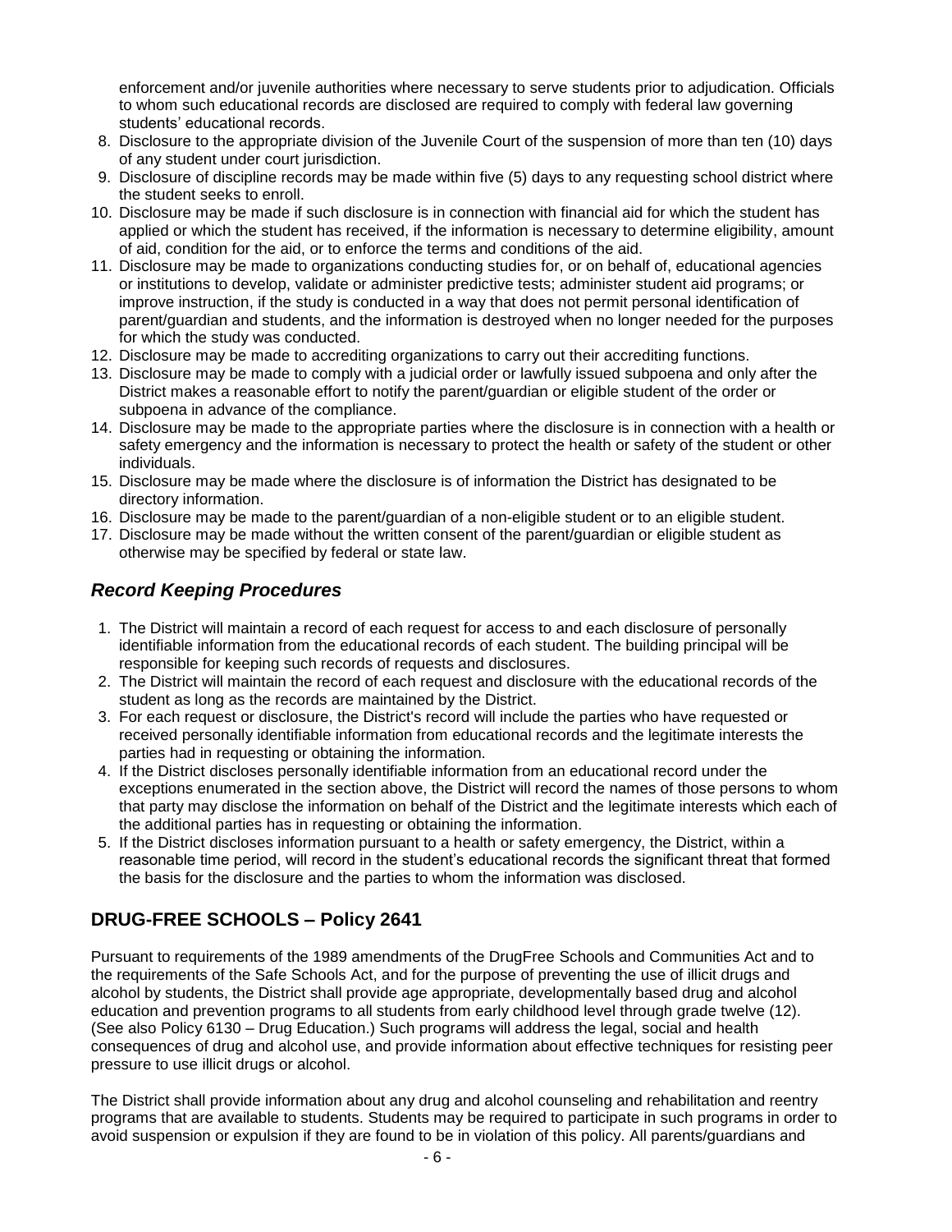enforcement and/or juvenile authorities where necessary to serve students prior to adjudication. Officials to whom such educational records are disclosed are required to comply with federal law governing students' educational records.

8. Disclosure to the appropriate division of the Juvenile Court of the suspension of more than ten (10) days of any student under court jurisdiction.
9. Disclosure of discipline records may be made within five (5) days to any requesting school district where the student seeks to enroll.
10. Disclosure may be made if such disclosure is in connection with financial aid for which the student has applied or which the student has received, if the information is necessary to determine eligibility, amount of aid, condition for the aid, or to enforce the terms and conditions of the aid.
11. Disclosure may be made to organizations conducting studies for, or on behalf of, educational agencies or institutions to develop, validate or administer predictive tests; administer student aid programs; or improve instruction, if the study is conducted in a way that does not permit personal identification of parent/guardian and students, and the information is destroyed when no longer needed for the purposes for which the study was conducted.
12. Disclosure may be made to accrediting organizations to carry out their accrediting functions.
13. Disclosure may be made to comply with a judicial order or lawfully issued subpoena and only after the District makes a reasonable effort to notify the parent/guardian or eligible student of the order or subpoena in advance of the compliance.
14. Disclosure may be made to the appropriate parties where the disclosure is in connection with a health or safety emergency and the information is necessary to protect the health or safety of the student or other individuals.
15. Disclosure may be made where the disclosure is of information the District has designated to be directory information.
16. Disclosure may be made to the parent/guardian of a non-eligible student or to an eligible student.
17. Disclosure may be made without the written consent of the parent/guardian or eligible student as otherwise may be specified by federal or state law.

### *Record Keeping Procedures*

1. The District will maintain a record of each request for access to and each disclosure of personally identifiable information from the educational records of each student. The building principal will be responsible for keeping such records of requests and disclosures.
2. The District will maintain the record of each request and disclosure with the educational records of the student as long as the records are maintained by the District.
3. For each request or disclosure, the District's record will include the parties who have requested or received personally identifiable information from educational records and the legitimate interests the parties had in requesting or obtaining the information.
4. If the District discloses personally identifiable information from an educational record under the exceptions enumerated in the section above, the District will record the names of those persons to whom that party may disclose the information on behalf of the District and the legitimate interests which each of the additional parties has in requesting or obtaining the information.
5. If the District discloses information pursuant to a health or safety emergency, the District, within a reasonable time period, will record in the student's educational records the significant threat that formed the basis for the disclosure and the parties to whom the information was disclosed.

## DRUG-FREE SCHOOLS – Policy 2641

Pursuant to requirements of the 1989 amendments of the DrugFree Schools and Communities Act and to the requirements of the Safe Schools Act, and for the purpose of preventing the use of illicit drugs and alcohol by students, the District shall provide age appropriate, developmentally based drug and alcohol education and prevention programs to all students from early childhood level through grade twelve (12). (See also Policy 6130 – Drug Education.) Such programs will address the legal, social and health consequences of drug and alcohol use, and provide information about effective techniques for resisting peer pressure to use illicit drugs or alcohol.

The District shall provide information about any drug and alcohol counseling and rehabilitation and reentry programs that are available to students. Students may be required to participate in such programs in order to avoid suspension or expulsion if they are found to be in violation of this policy. All parents/guardians and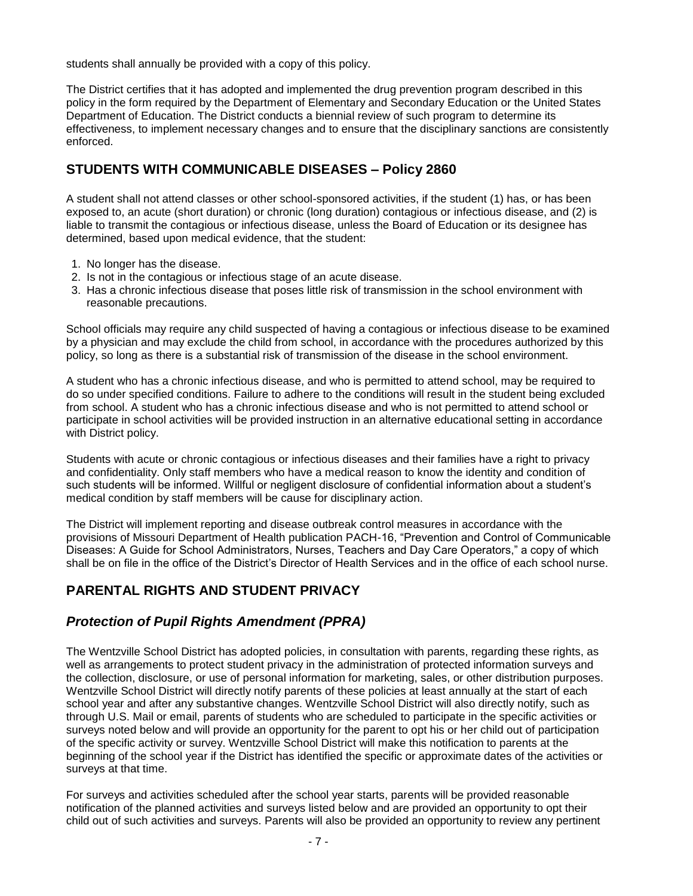students shall annually be provided with a copy of this policy.

The District certifies that it has adopted and implemented the drug prevention program described in this policy in the form required by the Department of Elementary and Secondary Education or the United States Department of Education. The District conducts a biennial review of such program to determine its effectiveness, to implement necessary changes and to ensure that the disciplinary sanctions are consistently enforced.

## STUDENTS WITH COMMUNICABLE DISEASES – Policy 2860

A student shall not attend classes or other school-sponsored activities, if the student (1) has, or has been exposed to, an acute (short duration) or chronic (long duration) contagious or infectious disease, and (2) is liable to transmit the contagious or infectious disease, unless the Board of Education or its designee has determined, based upon medical evidence, that the student:

1. No longer has the disease.
2. Is not in the contagious or infectious stage of an acute disease.
3. Has a chronic infectious disease that poses little risk of transmission in the school environment with reasonable precautions.

School officials may require any child suspected of having a contagious or infectious disease to be examined by a physician and may exclude the child from school, in accordance with the procedures authorized by this policy, so long as there is a substantial risk of transmission of the disease in the school environment.

A student who has a chronic infectious disease, and who is permitted to attend school, may be required to do so under specified conditions. Failure to adhere to the conditions will result in the student being excluded from school. A student who has a chronic infectious disease and who is not permitted to attend school or participate in school activities will be provided instruction in an alternative educational setting in accordance with District policy.

Students with acute or chronic contagious or infectious diseases and their families have a right to privacy and confidentiality. Only staff members who have a medical reason to know the identity and condition of such students will be informed. Willful or negligent disclosure of confidential information about a student's medical condition by staff members will be cause for disciplinary action.

The District will implement reporting and disease outbreak control measures in accordance with the provisions of Missouri Department of Health publication PACH-16, "Prevention and Control of Communicable Diseases: A Guide for School Administrators, Nurses, Teachers and Day Care Operators," a copy of which shall be on file in the office of the District's Director of Health Services and in the office of each school nurse.

## PARENTAL RIGHTS AND STUDENT PRIVACY

### *Protection of Pupil Rights Amendment (PPRA)*

The Wentzville School District has adopted policies, in consultation with parents, regarding these rights, as well as arrangements to protect student privacy in the administration of protected information surveys and the collection, disclosure, or use of personal information for marketing, sales, or other distribution purposes. Wentzville School District will directly notify parents of these policies at least annually at the start of each school year and after any substantive changes. Wentzville School District will also directly notify, such as through U.S. Mail or email, parents of students who are scheduled to participate in the specific activities or surveys noted below and will provide an opportunity for the parent to opt his or her child out of participation of the specific activity or survey. Wentzville School District will make this notification to parents at the beginning of the school year if the District has identified the specific or approximate dates of the activities or surveys at that time.

For surveys and activities scheduled after the school year starts, parents will be provided reasonable notification of the planned activities and surveys listed below and are provided an opportunity to opt their child out of such activities and surveys. Parents will also be provided an opportunity to review any pertinent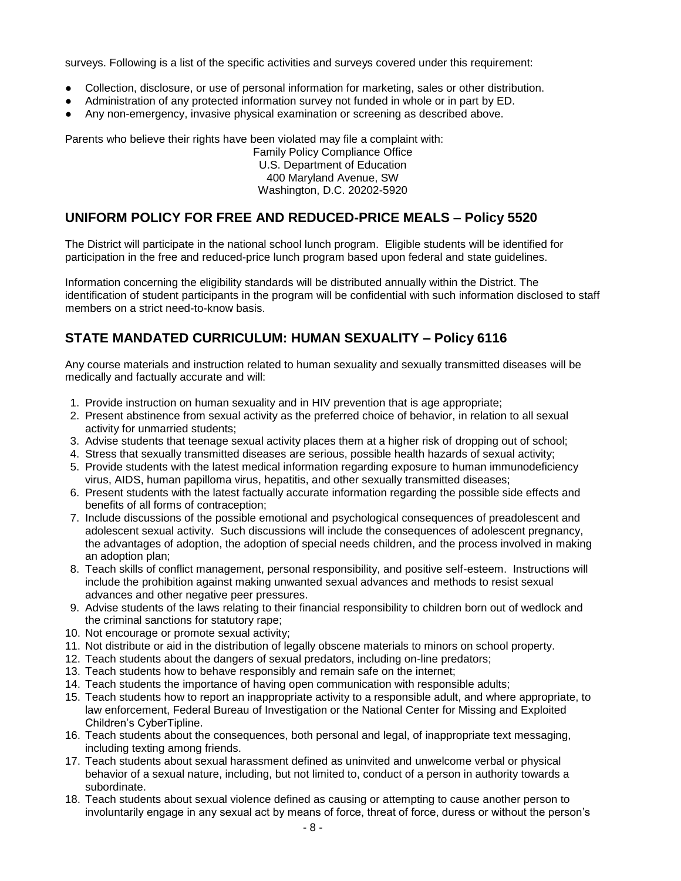surveys. Following is a list of the specific activities and surveys covered under this requirement:

- Collection, disclosure, or use of personal information for marketing, sales or other distribution.
- Administration of any protected information survey not funded in whole or in part by ED.
- Any non-emergency, invasive physical examination or screening as described above.

Parents who believe their rights have been violated may file a complaint with:

Family Policy Compliance Office
U.S. Department of Education
400 Maryland Avenue, SW
Washington, D.C. 20202-5920

## UNIFORM POLICY FOR FREE AND REDUCED-PRICE MEALS – Policy 5520

The District will participate in the national school lunch program. Eligible students will be identified for participation in the free and reduced-price lunch program based upon federal and state guidelines.

Information concerning the eligibility standards will be distributed annually within the District. The identification of student participants in the program will be confidential with such information disclosed to staff members on a strict need-to-know basis.

## STATE MANDATED CURRICULUM: HUMAN SEXUALITY – Policy 6116

Any course materials and instruction related to human sexuality and sexually transmitted diseases will be medically and factually accurate and will:

1. Provide instruction on human sexuality and in HIV prevention that is age appropriate;
2. Present abstinence from sexual activity as the preferred choice of behavior, in relation to all sexual activity for unmarried students;
3. Advise students that teenage sexual activity places them at a higher risk of dropping out of school;
4. Stress that sexually transmitted diseases are serious, possible health hazards of sexual activity;
5. Provide students with the latest medical information regarding exposure to human immunodeficiency virus, AIDS, human papilloma virus, hepatitis, and other sexually transmitted diseases;
6. Present students with the latest factually accurate information regarding the possible side effects and benefits of all forms of contraception;
7. Include discussions of the possible emotional and psychological consequences of preadolescent and adolescent sexual activity. Such discussions will include the consequences of adolescent pregnancy, the advantages of adoption, the adoption of special needs children, and the process involved in making an adoption plan;
8. Teach skills of conflict management, personal responsibility, and positive self-esteem. Instructions will include the prohibition against making unwanted sexual advances and methods to resist sexual advances and other negative peer pressures.
9. Advise students of the laws relating to their financial responsibility to children born out of wedlock and the criminal sanctions for statutory rape;
10. Not encourage or promote sexual activity;
11. Not distribute or aid in the distribution of legally obscene materials to minors on school property.
12. Teach students about the dangers of sexual predators, including on-line predators;
13. Teach students how to behave responsibly and remain safe on the internet;
14. Teach students the importance of having open communication with responsible adults;
15. Teach students how to report an inappropriate activity to a responsible adult, and where appropriate, to law enforcement, Federal Bureau of Investigation or the National Center for Missing and Exploited Children's CyberTipline.
16. Teach students about the consequences, both personal and legal, of inappropriate text messaging, including texting among friends.
17. Teach students about sexual harassment defined as uninvited and unwelcome verbal or physical behavior of a sexual nature, including, but not limited to, conduct of a person in authority towards a subordinate.
18. Teach students about sexual violence defined as causing or attempting to cause another person to involuntarily engage in any sexual act by means of force, threat of force, duress or without the person's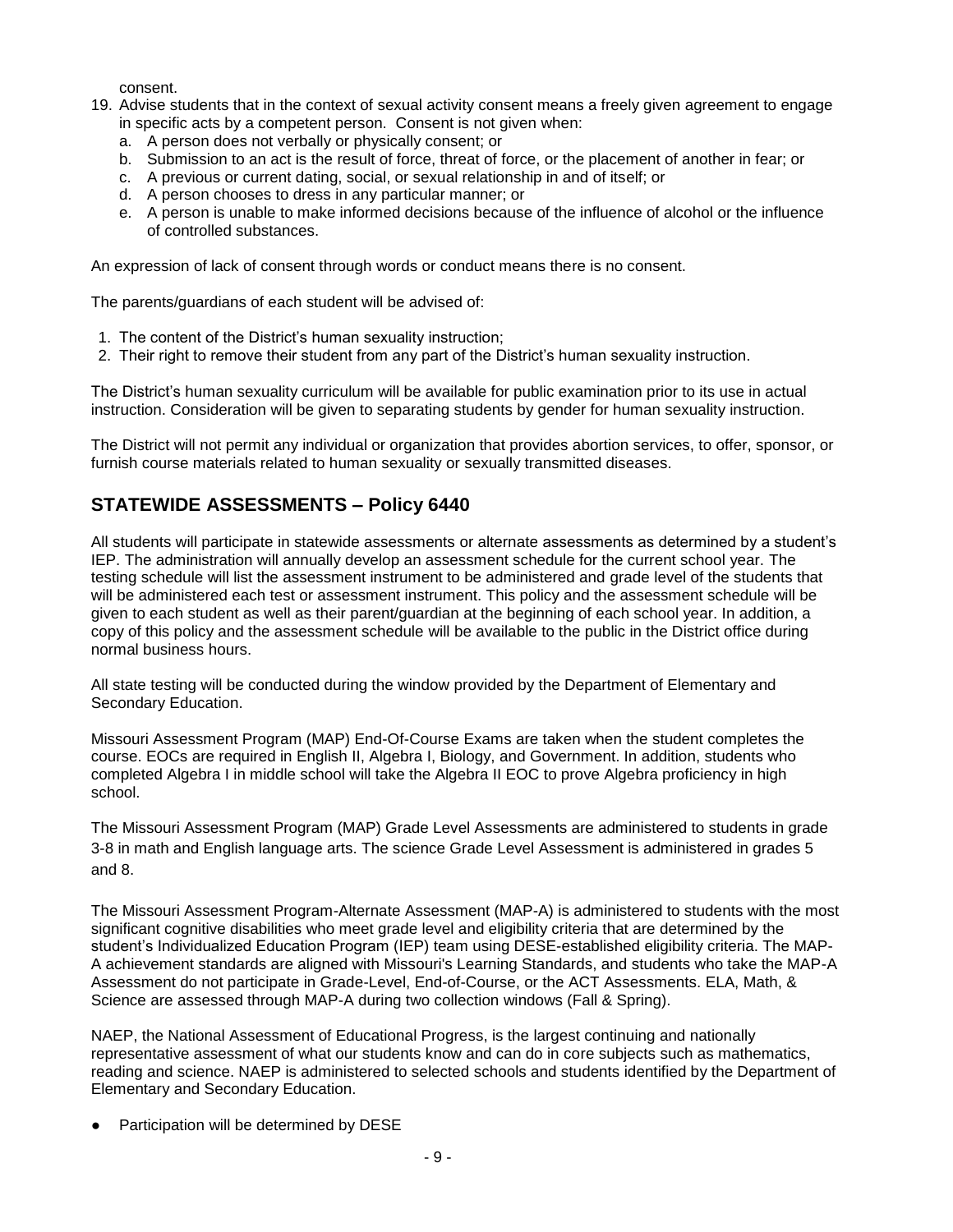consent.

19. Advise students that in the context of sexual activity consent means a freely given agreement to engage in specific acts by a competent person. Consent is not given when:
    a. A person does not verbally or physically consent; or
    b. Submission to an act is the result of force, threat of force, or the placement of another in fear; or
    c. A previous or current dating, social, or sexual relationship in and of itself; or
    d. A person chooses to dress in any particular manner; or
    e. A person is unable to make informed decisions because of the influence of alcohol or the influence of controlled substances.

An expression of lack of consent through words or conduct means there is no consent.

The parents/guardians of each student will be advised of:

1. The content of the District's human sexuality instruction;
2. Their right to remove their student from any part of the District's human sexuality instruction.

The District's human sexuality curriculum will be available for public examination prior to its use in actual instruction. Consideration will be given to separating students by gender for human sexuality instruction.

The District will not permit any individual or organization that provides abortion services, to offer, sponsor, or furnish course materials related to human sexuality or sexually transmitted diseases.

## STATEWIDE ASSESSMENTS – Policy 6440

All students will participate in statewide assessments or alternate assessments as determined by a student's IEP. The administration will annually develop an assessment schedule for the current school year. The testing schedule will list the assessment instrument to be administered and grade level of the students that will be administered each test or assessment instrument. This policy and the assessment schedule will be given to each student as well as their parent/guardian at the beginning of each school year. In addition, a copy of this policy and the assessment schedule will be available to the public in the District office during normal business hours.

All state testing will be conducted during the window provided by the Department of Elementary and Secondary Education.

Missouri Assessment Program (MAP) End-Of-Course Exams are taken when the student completes the course. EOCs are required in English II, Algebra I, Biology, and Government. In addition, students who completed Algebra I in middle school will take the Algebra II EOC to prove Algebra proficiency in high school.

The Missouri Assessment Program (MAP) Grade Level Assessments are administered to students in grade 3-8 in math and English language arts. The science Grade Level Assessment is administered in grades 5 and 8.

The Missouri Assessment Program-Alternate Assessment (MAP-A) is administered to students with the most significant cognitive disabilities who meet grade level and eligibility criteria that are determined by the student's Individualized Education Program (IEP) team using DESE-established eligibility criteria. The MAP-A achievement standards are aligned with Missouri's Learning Standards, and students who take the MAP-A Assessment do not participate in Grade-Level, End-of-Course, or the ACT Assessments. ELA, Math, & Science are assessed through MAP-A during two collection windows (Fall & Spring).

NAEP, the National Assessment of Educational Progress, is the largest continuing and nationally representative assessment of what our students know and can do in core subjects such as mathematics, reading and science. NAEP is administered to selected schools and students identified by the Department of Elementary and Secondary Education.

- Participation will be determined by DESE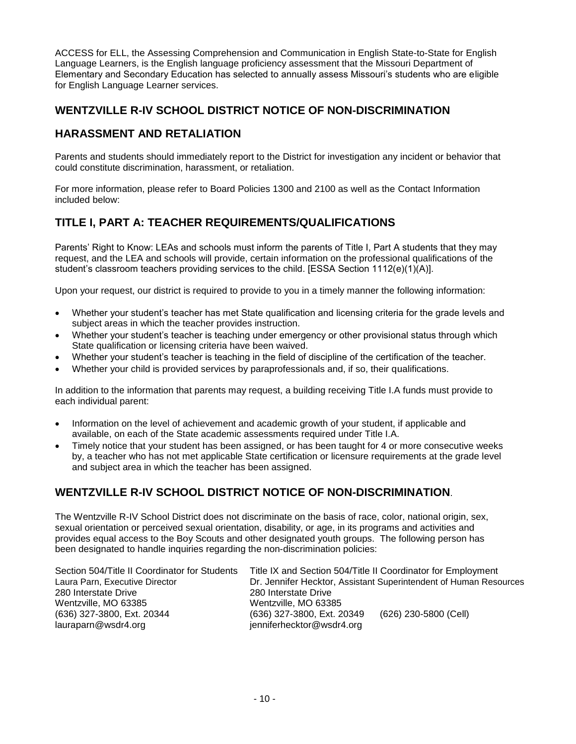ACCESS for ELL, the Assessing Comprehension and Communication in English State-to-State for English Language Learners, is the English language proficiency assessment that the Missouri Department of Elementary and Secondary Education has selected to annually assess Missouri's students who are eligible for English Language Learner services.

## WENTZVILLE R-IV SCHOOL DISTRICT NOTICE OF NON-DISCRIMINATION

## HARASSMENT AND RETALIATION

Parents and students should immediately report to the District for investigation any incident or behavior that could constitute discrimination, harassment, or retaliation.

For more information, please refer to Board Policies 1300 and 2100 as well as the Contact Information included below:

## TITLE I, PART A: TEACHER REQUIREMENTS/QUALIFICATIONS

Parents' Right to Know: LEAs and schools must inform the parents of Title I, Part A students that they may request, and the LEA and schools will provide, certain information on the professional qualifications of the student's classroom teachers providing services to the child. [ESSA Section 1112(e)(1)(A)].

Upon your request, our district is required to provide to you in a timely manner the following information:

- Whether your student's teacher has met State qualification and licensing criteria for the grade levels and subject areas in which the teacher provides instruction.
- Whether your student's teacher is teaching under emergency or other provisional status through which State qualification or licensing criteria have been waived.
- Whether your student's teacher is teaching in the field of discipline of the certification of the teacher.
- Whether your child is provided services by paraprofessionals and, if so, their qualifications.

In addition to the information that parents may request, a building receiving Title I.A funds must provide to each individual parent:

- Information on the level of achievement and academic growth of your student, if applicable and available, on each of the State academic assessments required under Title I.A.
- Timely notice that your student has been assigned, or has been taught for 4 or more consecutive weeks by, a teacher who has not met applicable State certification or licensure requirements at the grade level and subject area in which the teacher has been assigned.

## WENTZVILLE R-IV SCHOOL DISTRICT NOTICE OF NON-DISCRIMINATION.

The Wentzville R-IV School District does not discriminate on the basis of race, color, national origin, sex, sexual orientation or perceived sexual orientation, disability, or age, in its programs and activities and provides equal access to the Boy Scouts and other designated youth groups. The following person has been designated to handle inquiries regarding the non-discrimination policies:

Section 504/Title II Coordinator for Students
Laura Parn, Executive Director
280 Interstate Drive
Wentzville, MO 63385
(636) 327-3800, Ext. 20344
lauraparn@wsdr4.org

Title IX and Section 504/Title II Coordinator for Employment
Dr. Jennifer Hecktor, Assistant Superintendent of Human Resources
280 Interstate Drive
Wentzville, MO 63385
(636) 327-3800, Ext. 20349 (626) 230-5800 (Cell)
jenniferhecktor@wsdr4.org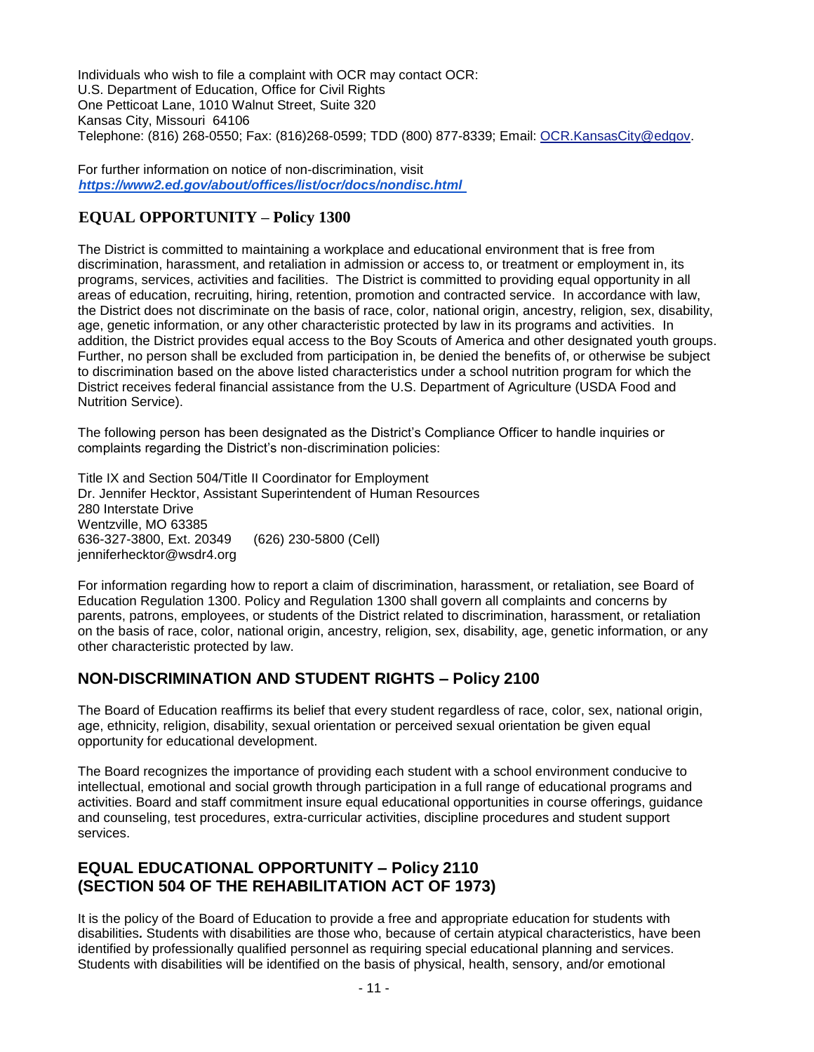Individuals who wish to file a complaint with OCR may contact OCR:
U.S. Department of Education, Office for Civil Rights
One Petticoat Lane, 1010 Walnut Street, Suite 320
Kansas City, Missouri 64106
Telephone: (816) 268-0550; Fax: (816)268-0599; TDD (800) 877-8339; Email: OCR.KansasCity@edgov.

For further information on notice of non-discrimination, visit
***https://www2.ed.gov/about/offices/list/ocr/docs/nondisc.html***

## EQUAL OPPORTUNITY – Policy 1300

The District is committed to maintaining a workplace and educational environment that is free from discrimination, harassment, and retaliation in admission or access to, or treatment or employment in, its programs, services, activities and facilities. The District is committed to providing equal opportunity in all areas of education, recruiting, hiring, retention, promotion and contracted service. In accordance with law, the District does not discriminate on the basis of race, color, national origin, ancestry, religion, sex, disability, age, genetic information, or any other characteristic protected by law in its programs and activities. In addition, the District provides equal access to the Boy Scouts of America and other designated youth groups. Further, no person shall be excluded from participation in, be denied the benefits of, or otherwise be subject to discrimination based on the above listed characteristics under a school nutrition program for which the District receives federal financial assistance from the U.S. Department of Agriculture (USDA Food and Nutrition Service).

The following person has been designated as the District's Compliance Officer to handle inquiries or complaints regarding the District's non-discrimination policies:

Title IX and Section 504/Title II Coordinator for Employment
Dr. Jennifer Hecktor, Assistant Superintendent of Human Resources
280 Interstate Drive
Wentzville, MO 63385
636-327-3800, Ext. 20349 (626) 230-5800 (Cell)
jenniferhecktor@wsdr4.org

For information regarding how to report a claim of discrimination, harassment, or retaliation, see Board of Education Regulation 1300. Policy and Regulation 1300 shall govern all complaints and concerns by parents, patrons, employees, or students of the District related to discrimination, harassment, or retaliation on the basis of race, color, national origin, ancestry, religion, sex, disability, age, genetic information, or any other characteristic protected by law.

## NON-DISCRIMINATION AND STUDENT RIGHTS – Policy 2100

The Board of Education reaffirms its belief that every student regardless of race, color, sex, national origin, age, ethnicity, religion, disability, sexual orientation or perceived sexual orientation be given equal opportunity for educational development.

The Board recognizes the importance of providing each student with a school environment conducive to intellectual, emotional and social growth through participation in a full range of educational programs and activities. Board and staff commitment insure equal educational opportunities in course offerings, guidance and counseling, test procedures, extra-curricular activities, discipline procedures and student support services.

## EQUAL EDUCATIONAL OPPORTUNITY – Policy 2110 (SECTION 504 OF THE REHABILITATION ACT OF 1973)

It is the policy of the Board of Education to provide a free and appropriate education for students with disabilities*.* Students with disabilities are those who, because of certain atypical characteristics, have been identified by professionally qualified personnel as requiring special educational planning and services. Students with disabilities will be identified on the basis of physical, health, sensory, and/or emotional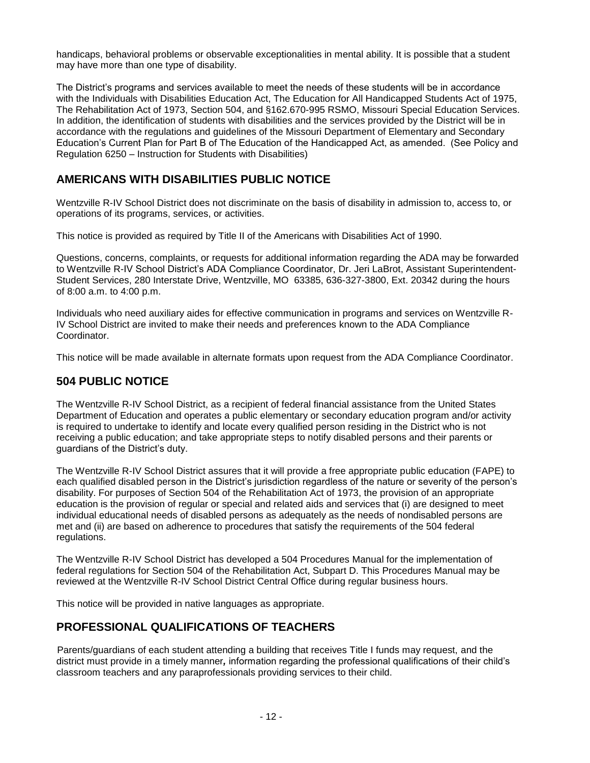handicaps, behavioral problems or observable exceptionalities in mental ability. It is possible that a student may have more than one type of disability.

The District's programs and services available to meet the needs of these students will be in accordance with the Individuals with Disabilities Education Act, The Education for All Handicapped Students Act of 1975, The Rehabilitation Act of 1973, Section 504, and §162.670-995 RSMO, Missouri Special Education Services. In addition, the identification of students with disabilities and the services provided by the District will be in accordance with the regulations and guidelines of the Missouri Department of Elementary and Secondary Education's Current Plan for Part B of The Education of the Handicapped Act, as amended. (See Policy and Regulation 6250 – Instruction for Students with Disabilities)

## AMERICANS WITH DISABILITIES PUBLIC NOTICE

Wentzville R-IV School District does not discriminate on the basis of disability in admission to, access to, or operations of its programs, services, or activities.

This notice is provided as required by Title II of the Americans with Disabilities Act of 1990.

Questions, concerns, complaints, or requests for additional information regarding the ADA may be forwarded to Wentzville R-IV School District's ADA Compliance Coordinator, Dr. Jeri LaBrot, Assistant Superintendent-Student Services, 280 Interstate Drive, Wentzville, MO 63385, 636-327-3800, Ext. 20342 during the hours of 8:00 a.m. to 4:00 p.m.

Individuals who need auxiliary aides for effective communication in programs and services on Wentzville R-IV School District are invited to make their needs and preferences known to the ADA Compliance Coordinator.

This notice will be made available in alternate formats upon request from the ADA Compliance Coordinator.

## 504 PUBLIC NOTICE

The Wentzville R-IV School District, as a recipient of federal financial assistance from the United States Department of Education and operates a public elementary or secondary education program and/or activity is required to undertake to identify and locate every qualified person residing in the District who is not receiving a public education; and take appropriate steps to notify disabled persons and their parents or guardians of the District's duty.

The Wentzville R-IV School District assures that it will provide a free appropriate public education (FAPE) to each qualified disabled person in the District's jurisdiction regardless of the nature or severity of the person's disability. For purposes of Section 504 of the Rehabilitation Act of 1973, the provision of an appropriate education is the provision of regular or special and related aids and services that (i) are designed to meet individual educational needs of disabled persons as adequately as the needs of nondisabled persons are met and (ii) are based on adherence to procedures that satisfy the requirements of the 504 federal regulations.

The Wentzville R-IV School District has developed a 504 Procedures Manual for the implementation of federal regulations for Section 504 of the Rehabilitation Act, Subpart D. This Procedures Manual may be reviewed at the Wentzville R-IV School District Central Office during regular business hours.

This notice will be provided in native languages as appropriate.

## PROFESSIONAL QUALIFICATIONS OF TEACHERS

Parents/guardians of each student attending a building that receives Title I funds may request, and the district must provide in a timely manner**,** information regarding the professional qualifications of their child's classroom teachers and any paraprofessionals providing services to their child.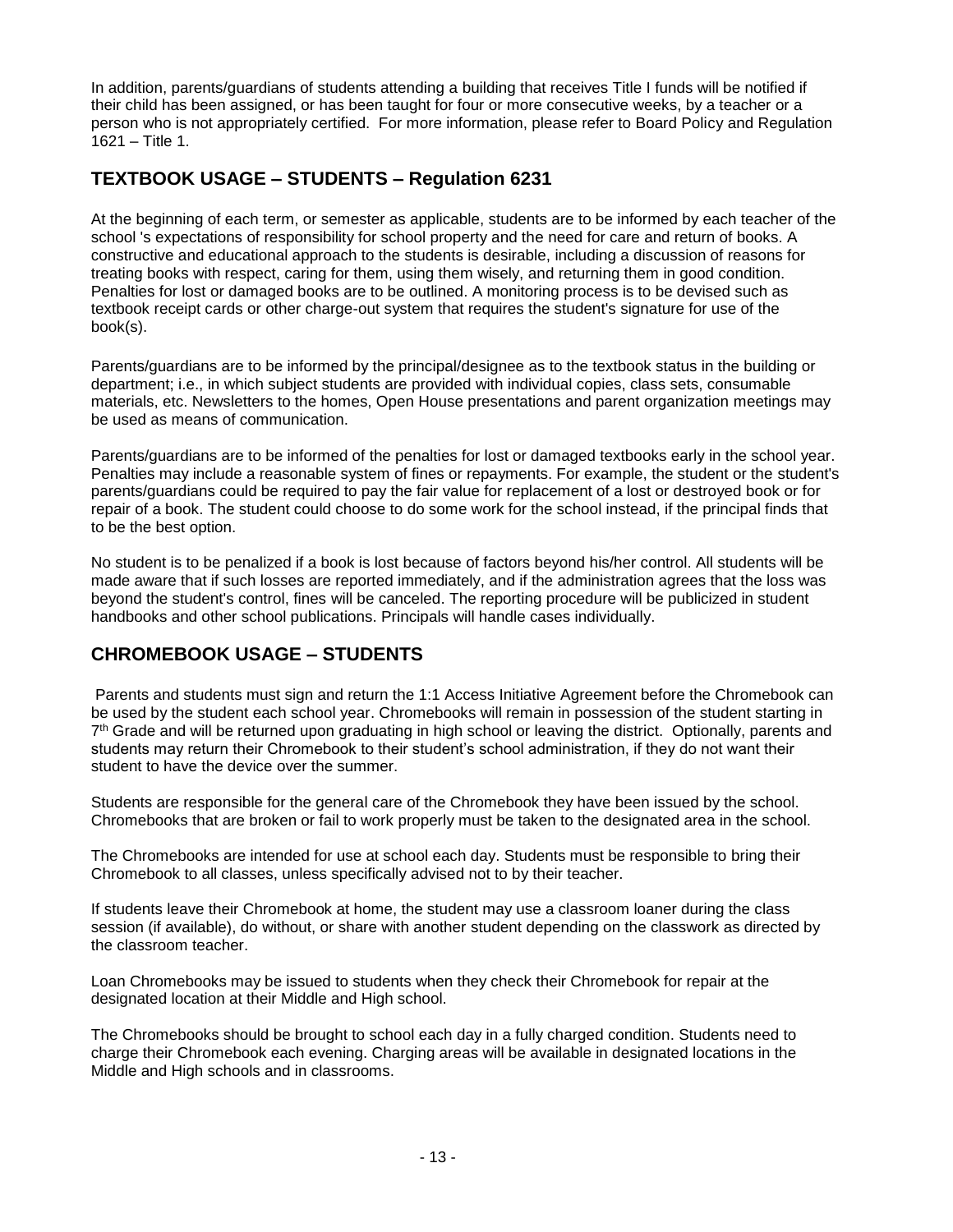In addition, parents/guardians of students attending a building that receives Title I funds will be notified if their child has been assigned, or has been taught for four or more consecutive weeks, by a teacher or a person who is not appropriately certified. For more information, please refer to Board Policy and Regulation 1621 – Title 1.

## TEXTBOOK USAGE – STUDENTS – Regulation 6231

At the beginning of each term, or semester as applicable, students are to be informed by each teacher of the school 's expectations of responsibility for school property and the need for care and return of books. A constructive and educational approach to the students is desirable, including a discussion of reasons for treating books with respect, caring for them, using them wisely, and returning them in good condition. Penalties for lost or damaged books are to be outlined. A monitoring process is to be devised such as textbook receipt cards or other charge-out system that requires the student's signature for use of the book(s).

Parents/guardians are to be informed by the principal/designee as to the textbook status in the building or department; i.e., in which subject students are provided with individual copies, class sets, consumable materials, etc. Newsletters to the homes, Open House presentations and parent organization meetings may be used as means of communication.

Parents/guardians are to be informed of the penalties for lost or damaged textbooks early in the school year. Penalties may include a reasonable system of fines or repayments. For example, the student or the student's parents/guardians could be required to pay the fair value for replacement of a lost or destroyed book or for repair of a book. The student could choose to do some work for the school instead, if the principal finds that to be the best option.

No student is to be penalized if a book is lost because of factors beyond his/her control. All students will be made aware that if such losses are reported immediately, and if the administration agrees that the loss was beyond the student's control, fines will be canceled. The reporting procedure will be publicized in student handbooks and other school publications. Principals will handle cases individually.

## CHROMEBOOK USAGE – STUDENTS

Parents and students must sign and return the 1:1 Access Initiative Agreement before the Chromebook can be used by the student each school year. Chromebooks will remain in possession of the student starting in 7th Grade and will be returned upon graduating in high school or leaving the district. Optionally, parents and students may return their Chromebook to their student's school administration, if they do not want their student to have the device over the summer.

Students are responsible for the general care of the Chromebook they have been issued by the school. Chromebooks that are broken or fail to work properly must be taken to the designated area in the school.

The Chromebooks are intended for use at school each day. Students must be responsible to bring their Chromebook to all classes, unless specifically advised not to by their teacher.

If students leave their Chromebook at home, the student may use a classroom loaner during the class session (if available), do without, or share with another student depending on the classwork as directed by the classroom teacher.

Loan Chromebooks may be issued to students when they check their Chromebook for repair at the designated location at their Middle and High school.

The Chromebooks should be brought to school each day in a fully charged condition. Students need to charge their Chromebook each evening. Charging areas will be available in designated locations in the Middle and High schools and in classrooms.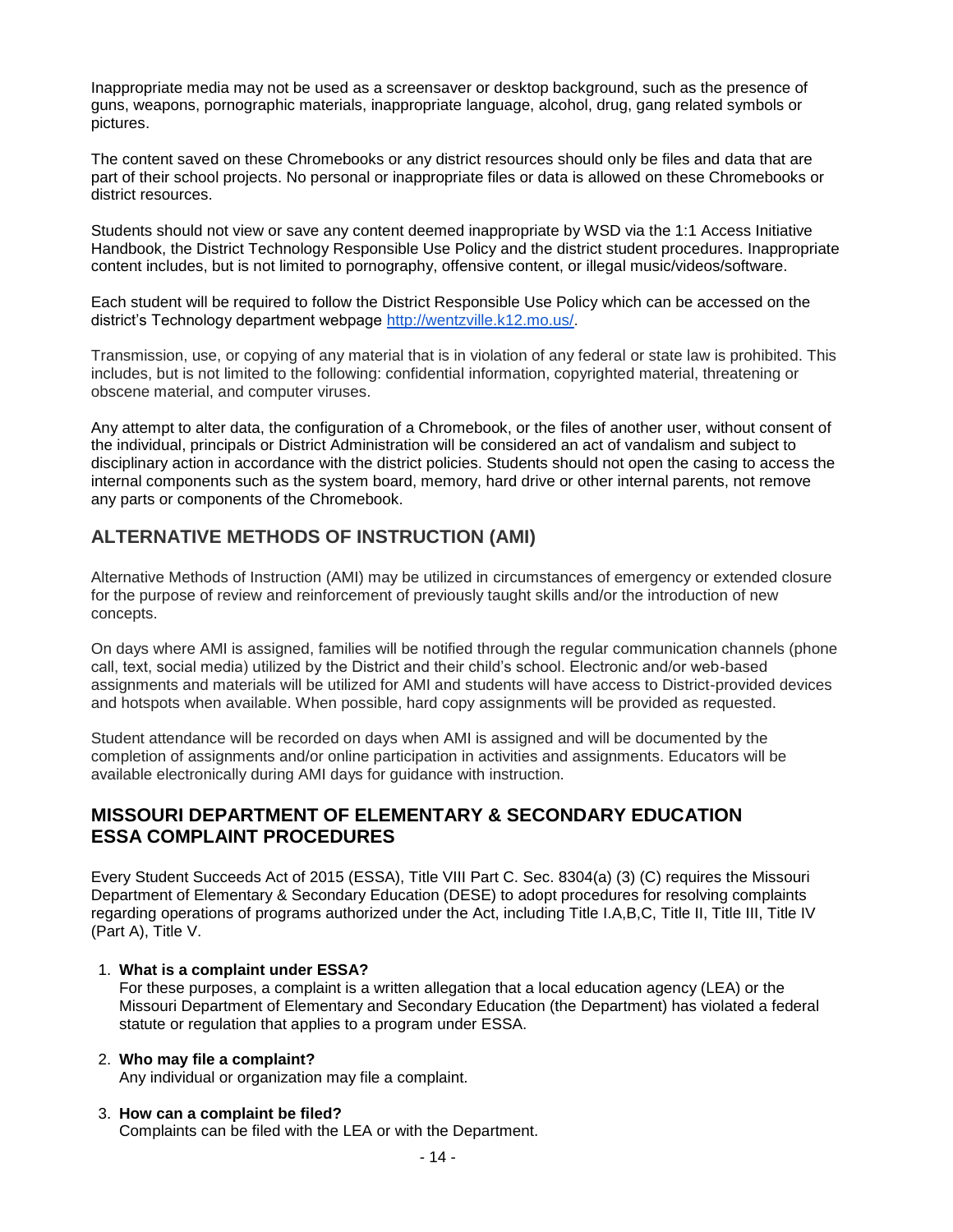Inappropriate media may not be used as a screensaver or desktop background, such as the presence of guns, weapons, pornographic materials, inappropriate language, alcohol, drug, gang related symbols or pictures.

The content saved on these Chromebooks or any district resources should only be files and data that are part of their school projects. No personal or inappropriate files or data is allowed on these Chromebooks or district resources.

Students should not view or save any content deemed inappropriate by WSD via the 1:1 Access Initiative Handbook, the District Technology Responsible Use Policy and the district student procedures. Inappropriate content includes, but is not limited to pornography, offensive content, or illegal music/videos/software.

Each student will be required to follow the District Responsible Use Policy which can be accessed on the district's Technology department webpage http://wentzville.k12.mo.us/.

Transmission, use, or copying of any material that is in violation of any federal or state law is prohibited. This includes, but is not limited to the following: confidential information, copyrighted material, threatening or obscene material, and computer viruses.

Any attempt to alter data, the configuration of a Chromebook, or the files of another user, without consent of the individual, principals or District Administration will be considered an act of vandalism and subject to disciplinary action in accordance with the district policies. Students should not open the casing to access the internal components such as the system board, memory, hard drive or other internal parents, not remove any parts or components of the Chromebook.

## ALTERNATIVE METHODS OF INSTRUCTION (AMI)

Alternative Methods of Instruction (AMI) may be utilized in circumstances of emergency or extended closure for the purpose of review and reinforcement of previously taught skills and/or the introduction of new concepts.

On days where AMI is assigned, families will be notified through the regular communication channels (phone call, text, social media) utilized by the District and their child's school. Electronic and/or web-based assignments and materials will be utilized for AMI and students will have access to District-provided devices and hotspots when available. When possible, hard copy assignments will be provided as requested.

Student attendance will be recorded on days when AMI is assigned and will be documented by the completion of assignments and/or online participation in activities and assignments. Educators will be available electronically during AMI days for guidance with instruction.

## MISSOURI DEPARTMENT OF ELEMENTARY & SECONDARY EDUCATION ESSA COMPLAINT PROCEDURES

Every Student Succeeds Act of 2015 (ESSA), Title VIII Part C. Sec. 8304(a) (3) (C) requires the Missouri Department of Elementary & Secondary Education (DESE) to adopt procedures for resolving complaints regarding operations of programs authorized under the Act, including Title I.A,B,C, Title II, Title III, Title IV (Part A), Title V.

1. **What is a complaint under ESSA?**
   For these purposes, a complaint is a written allegation that a local education agency (LEA) or the Missouri Department of Elementary and Secondary Education (the Department) has violated a federal statute or regulation that applies to a program under ESSA.

2. **Who may file a complaint?**
   Any individual or organization may file a complaint.

3. **How can a complaint be filed?**
   Complaints can be filed with the LEA or with the Department.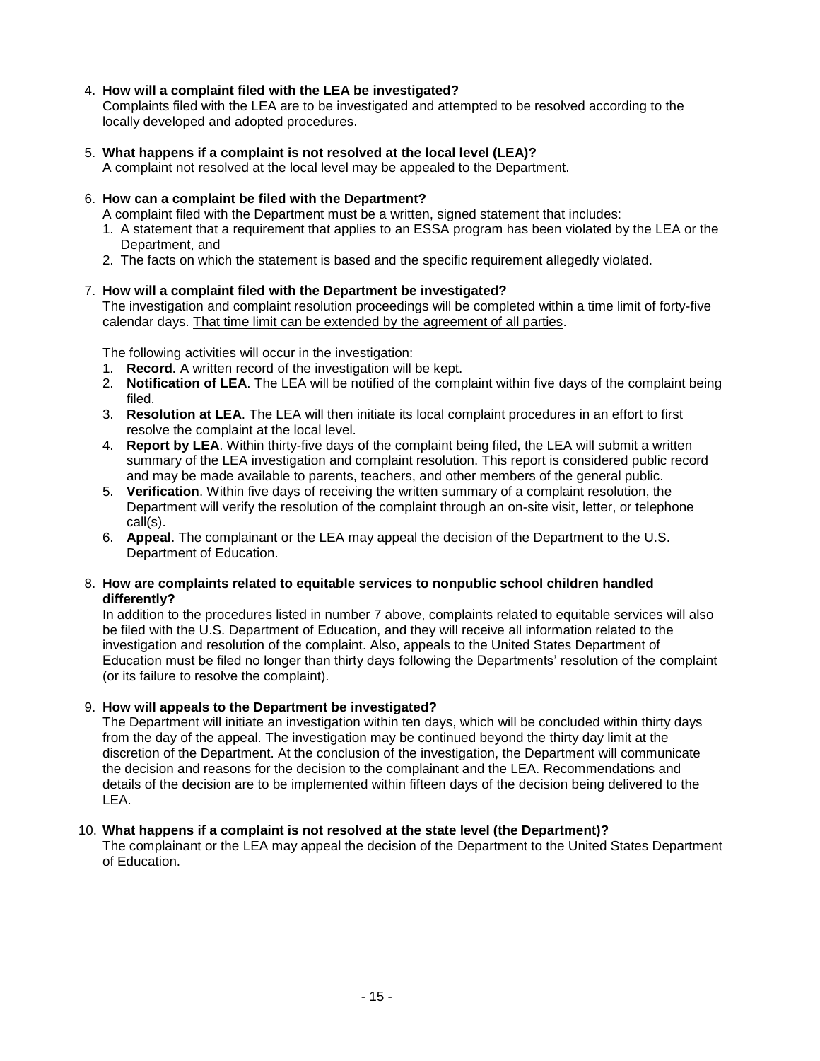4. **How will a complaint filed with the LEA be investigated?**
   Complaints filed with the LEA are to be investigated and attempted to be resolved according to the locally developed and adopted procedures.

5. **What happens if a complaint is not resolved at the local level (LEA)?**
   A complaint not resolved at the local level may be appealed to the Department.

6. **How can a complaint be filed with the Department?**
   A complaint filed with the Department must be a written, signed statement that includes:
   1. A statement that a requirement that applies to an ESSA program has been violated by the LEA or the Department, and
   2. The facts on which the statement is based and the specific requirement allegedly violated.

7. **How will a complaint filed with the Department be investigated?**
   The investigation and complaint resolution proceedings will be completed within a time limit of forty-five calendar days. <u>That time limit can be extended by the agreement of all parties</u>.

   The following activities will occur in the investigation:
   1. **Record.** A written record of the investigation will be kept.
   2. **Notification of LEA**. The LEA will be notified of the complaint within five days of the complaint being filed.
   3. **Resolution at LEA**. The LEA will then initiate its local complaint procedures in an effort to first resolve the complaint at the local level.
   4. **Report by LEA**. Within thirty-five days of the complaint being filed, the LEA will submit a written summary of the LEA investigation and complaint resolution. This report is considered public record and may be made available to parents, teachers, and other members of the general public.
   5. **Verification**. Within five days of receiving the written summary of a complaint resolution, the Department will verify the resolution of the complaint through an on-site visit, letter, or telephone call(s).
   6. **Appeal**. The complainant or the LEA may appeal the decision of the Department to the U.S. Department of Education.

8. **How are complaints related to equitable services to nonpublic school children handled differently?**
   In addition to the procedures listed in number 7 above, complaints related to equitable services will also be filed with the U.S. Department of Education, and they will receive all information related to the investigation and resolution of the complaint. Also, appeals to the United States Department of Education must be filed no longer than thirty days following the Departments' resolution of the complaint (or its failure to resolve the complaint).

9. **How will appeals to the Department be investigated?**
   The Department will initiate an investigation within ten days, which will be concluded within thirty days from the day of the appeal. The investigation may be continued beyond the thirty day limit at the discretion of the Department. At the conclusion of the investigation, the Department will communicate the decision and reasons for the decision to the complainant and the LEA. Recommendations and details of the decision are to be implemented within fifteen days of the decision being delivered to the LEA.

10. **What happens if a complaint is not resolved at the state level (the Department)?**
    The complainant or the LEA may appeal the decision of the Department to the United States Department of Education.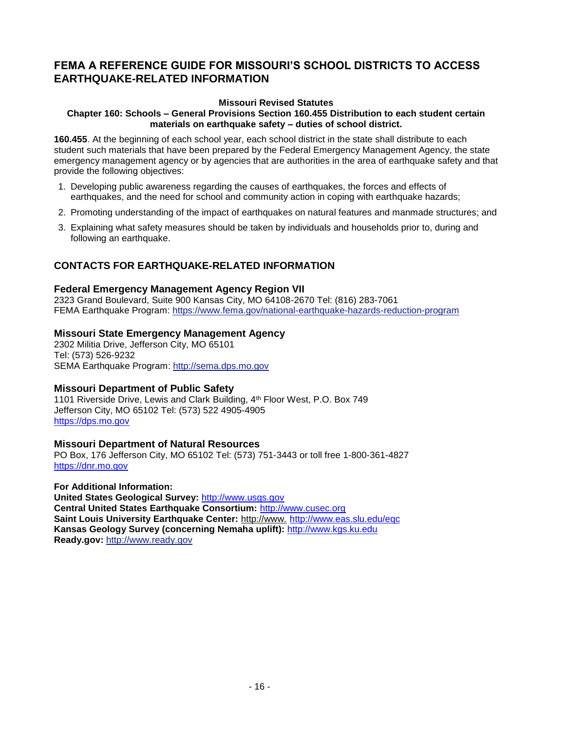## FEMA A REFERENCE GUIDE FOR MISSOURI'S SCHOOL DISTRICTS TO ACCESS EARTHQUAKE-RELATED INFORMATION

**Missouri Revised Statutes**
**Chapter 160: Schools – General Provisions Section 160.455 Distribution to each student certain materials on earthquake safety – duties of school district.**

**160.455**. At the beginning of each school year, each school district in the state shall distribute to each student such materials that have been prepared by the Federal Emergency Management Agency, the state emergency management agency or by agencies that are authorities in the area of earthquake safety and that provide the following objectives:

1. Developing public awareness regarding the causes of earthquakes, the forces and effects of earthquakes, and the need for school and community action in coping with earthquake hazards;
2. Promoting understanding of the impact of earthquakes on natural features and manmade structures; and
3. Explaining what safety measures should be taken by individuals and households prior to, during and following an earthquake.

## CONTACTS FOR EARTHQUAKE-RELATED INFORMATION

### Federal Emergency Management Agency Region VII

2323 Grand Boulevard, Suite 900 Kansas City, MO 64108-2670 Tel: (816) 283-7061
FEMA Earthquake Program: https://www.fema.gov/national-earthquake-hazards-reduction-program

### Missouri State Emergency Management Agency

2302 Militia Drive, Jefferson City, MO 65101
Tel: (573) 526-9232
SEMA Earthquake Program: http://sema.dps.mo.gov

### Missouri Department of Public Safety

1101 Riverside Drive, Lewis and Clark Building, 4th Floor West, P.O. Box 749
Jefferson City, MO 65102 Tel: (573) 522 4905-4905
https://dps.mo.gov

### Missouri Department of Natural Resources

PO Box, 176 Jefferson City, MO 65102 Tel: (573) 751-3443 or toll free 1-800-361-4827
https://dnr.mo.gov

**For Additional Information:**
**United States Geological Survey:** http://www.usgs.gov
**Central United States Earthquake Consortium:** http://www.cusec.org
**Saint Louis University Earthquake Center:** http://www. http://www.eas.slu.edu/eqc
**Kansas Geology Survey (concerning Nemaha uplift):** http://www.kgs.ku.edu
**Ready.gov:** http://www.ready.gov